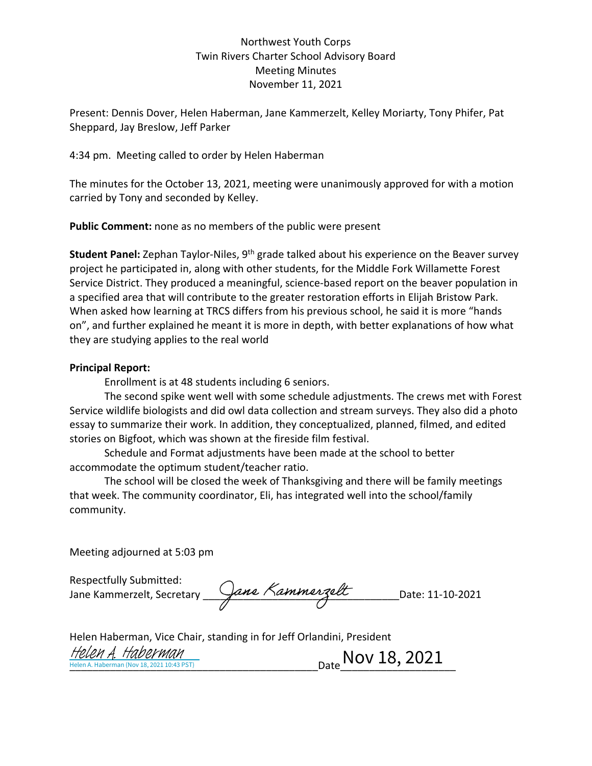Northwest Youth Corps
Twin Rivers Charter School Advisory Board
Meeting Minutes
November 11, 2021

Present: Dennis Dover, Helen Haberman, Jane Kammerzelt, Kelley Moriarty, Tony Phifer, Pat Sheppard, Jay Breslow, Jeff Parker

4:34 pm. Meeting called to order by Helen Haberman

The minutes for the October 13, 2021, meeting were unanimously approved for with a motion carried by Tony and seconded by Kelley.

**Public Comment:** none as no members of the public were present

**Student Panel:** Zephan Taylor-Niles, 9th grade talked about his experience on the Beaver survey project he participated in, along with other students, for the Middle Fork Willamette Forest Service District. They produced a meaningful, science-based report on the beaver population in a specified area that will contribute to the greater restoration efforts in Elijah Bristow Park. When asked how learning at TRCS differs from his previous school, he said it is more "hands on", and further explained he meant it is more in depth, with better explanations of how what they are studying applies to the real world

**Principal Report:**

Enrollment is at 48 students including 6 seniors.

The second spike went well with some schedule adjustments. The crews met with Forest Service wildlife biologists and did owl data collection and stream surveys. They also did a photo essay to summarize their work. In addition, they conceptualized, planned, filmed, and edited stories on Bigfoot, which was shown at the fireside film festival.

Schedule and Format adjustments have been made at the school to better accommodate the optimum student/teacher ratio.

The school will be closed the week of Thanksgiving and there will be family meetings that week. The community coordinator, Eli, has integrated well into the school/family community.

Meeting adjourned at 5:03 pm

Respectfully Submitted:
Jane Kammerzelt, Secretary *Jane Kammerzelt* Date: 11-10-2021

Helen Haberman, Vice Chair, standing in for Jeff Orlandini, President
*Helen A. Haberman*
Helen A. Haberman (Nov 18, 2021 10:43 PST) Date Nov 18, 2021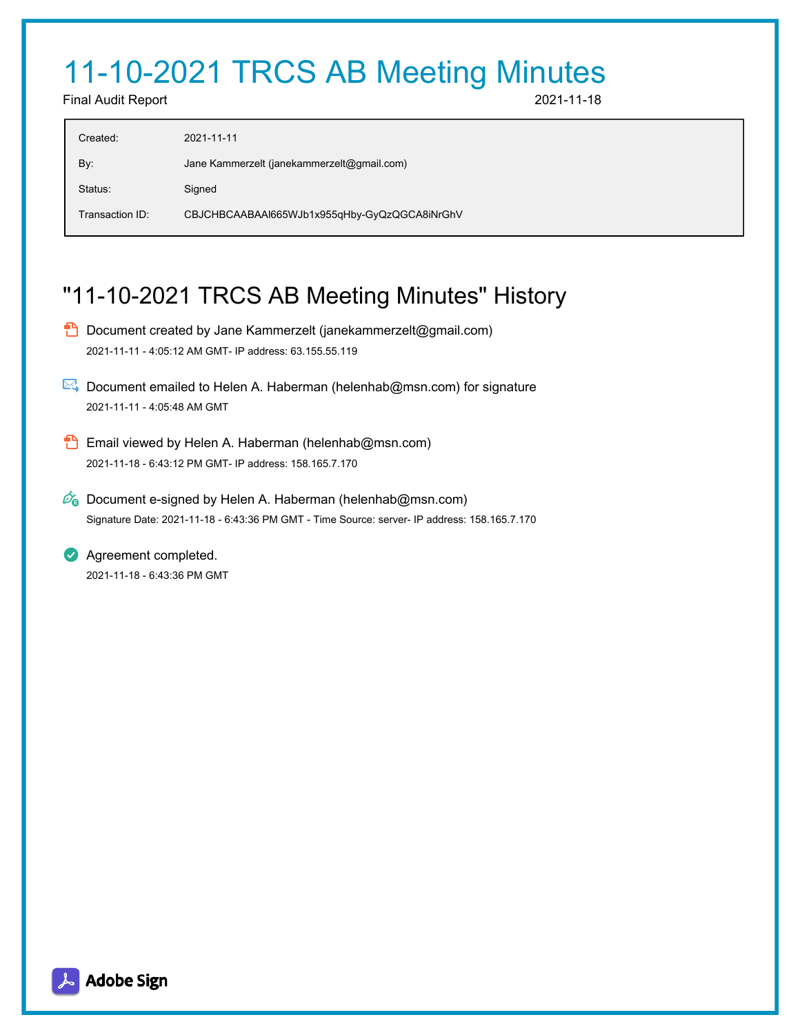# 11-10-2021 TRCS AB Meeting Minutes

Final Audit Report 2021-11-18

| | |
|---|---|
| Created: | 2021-11-11 |
| By: | Jane Kammerzelt (janekammerzelt@gmail.com) |
| Status: | Signed |
| Transaction ID: | CBJCHBCAABAAl665WJb1x955qHby-GyQzQGCA8iNrGhV |

## "11-10-2021 TRCS AB Meeting Minutes" History

Document created by Jane Kammerzelt (janekammerzelt@gmail.com)
2021-11-11 - 4:05:12 AM GMT- IP address: 63.155.55.119

Document emailed to Helen A. Haberman (helenhab@msn.com) for signature
2021-11-11 - 4:05:48 AM GMT

Email viewed by Helen A. Haberman (helenhab@msn.com)
2021-11-18 - 6:43:12 PM GMT- IP address: 158.165.7.170

Document e-signed by Helen A. Haberman (helenhab@msn.com)
Signature Date: 2021-11-18 - 6:43:36 PM GMT - Time Source: server- IP address: 158.165.7.170

Agreement completed.
2021-11-18 - 6:43:36 PM GMT

Adobe Sign